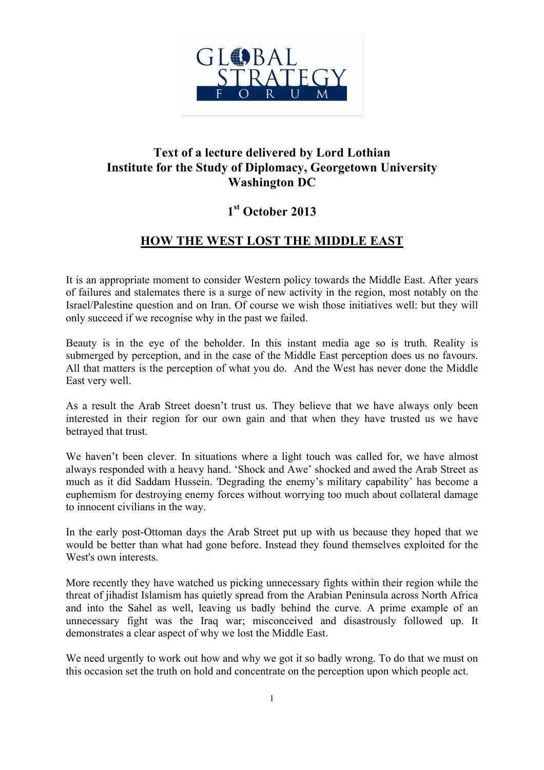GLOBAL STRATEGY FORUM

**Text of a lecture delivered by Lord Lothian**
**Institute for the Study of Diplomacy, Georgetown University**
**Washington DC**

**1st October 2013**

# HOW THE WEST LOST THE MIDDLE EAST

It is an appropriate moment to consider Western policy towards the Middle East. After years of failures and stalemates there is a surge of new activity in the region, most notably on the Israel/Palestine question and on Iran. Of course we wish those initiatives well: but they will only succeed if we recognise why in the past we failed.

Beauty is in the eye of the beholder. In this instant media age so is truth. Reality is submerged by perception, and in the case of the Middle East perception does us no favours. All that matters is the perception of what you do. And the West has never done the Middle East very well.

As a result the Arab Street doesn't trust us. They believe that we have always only been interested in their region for our own gain and that when they have trusted us we have betrayed that trust.

We haven't been clever. In situations where a light touch was called for, we have almost always responded with a heavy hand. 'Shock and Awe' shocked and awed the Arab Street as much as it did Saddam Hussein. 'Degrading the enemy's military capability' has become a euphemism for destroying enemy forces without worrying too much about collateral damage to innocent civilians in the way.

In the early post-Ottoman days the Arab Street put up with us because they hoped that we would be better than what had gone before. Instead they found themselves exploited for the West's own interests.

More recently they have watched us picking unnecessary fights within their region while the threat of jihadist Islamism has quietly spread from the Arabian Peninsula across North Africa and into the Sahel as well, leaving us badly behind the curve. A prime example of an unnecessary fight was the Iraq war; misconceived and disastrously followed up. It demonstrates a clear aspect of why we lost the Middle East.

We need urgently to work out how and why we got it so badly wrong. To do that we must on this occasion set the truth on hold and concentrate on the perception upon which people act.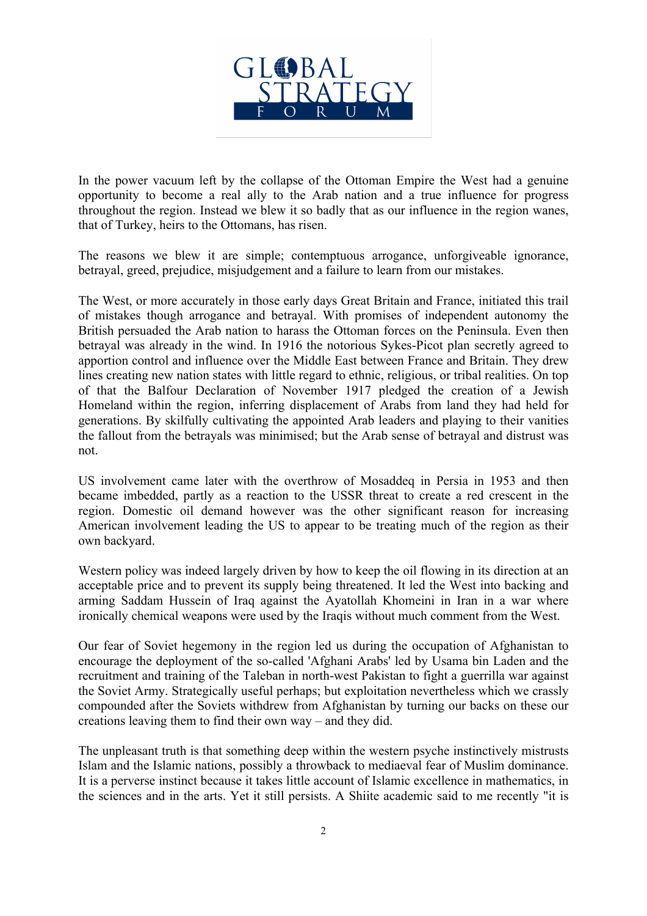In the power vacuum left by the collapse of the Ottoman Empire the West had a genuine opportunity to become a real ally to the Arab nation and a true influence for progress throughout the region. Instead we blew it so badly that as our influence in the region wanes, that of Turkey, heirs to the Ottomans, has risen.

The reasons we blew it are simple; contemptuous arrogance, unforgiveable ignorance, betrayal, greed, prejudice, misjudgement and a failure to learn from our mistakes.

The West, or more accurately in those early days Great Britain and France, initiated this trail of mistakes though arrogance and betrayal. With promises of independent autonomy the British persuaded the Arab nation to harass the Ottoman forces on the Peninsula. Even then betrayal was already in the wind. In 1916 the notorious Sykes-Picot plan secretly agreed to apportion control and influence over the Middle East between France and Britain. They drew lines creating new nation states with little regard to ethnic, religious, or tribal realities. On top of that the Balfour Declaration of November 1917 pledged the creation of a Jewish Homeland within the region, inferring displacement of Arabs from land they had held for generations. By skilfully cultivating the appointed Arab leaders and playing to their vanities the fallout from the betrayals was minimised; but the Arab sense of betrayal and distrust was not.

US involvement came later with the overthrow of Mosaddeq in Persia in 1953 and then became imbedded, partly as a reaction to the USSR threat to create a red crescent in the region. Domestic oil demand however was the other significant reason for increasing American involvement leading the US to appear to be treating much of the region as their own backyard.

Western policy was indeed largely driven by how to keep the oil flowing in its direction at an acceptable price and to prevent its supply being threatened. It led the West into backing and arming Saddam Hussein of Iraq against the Ayatollah Khomeini in Iran in a war where ironically chemical weapons were used by the Iraqis without much comment from the West.

Our fear of Soviet hegemony in the region led us during the occupation of Afghanistan to encourage the deployment of the so-called 'Afghani Arabs' led by Usama bin Laden and the recruitment and training of the Taleban in north-west Pakistan to fight a guerrilla war against the Soviet Army. Strategically useful perhaps; but exploitation nevertheless which we crassly compounded after the Soviets withdrew from Afghanistan by turning our backs on these our creations leaving them to find their own way – and they did.

The unpleasant truth is that something deep within the western psyche instinctively mistrusts Islam and the Islamic nations, possibly a throwback to mediaeval fear of Muslim dominance. It is a perverse instinct because it takes little account of Islamic excellence in mathematics, in the sciences and in the arts. Yet it still persists. A Shiite academic said to me recently "it is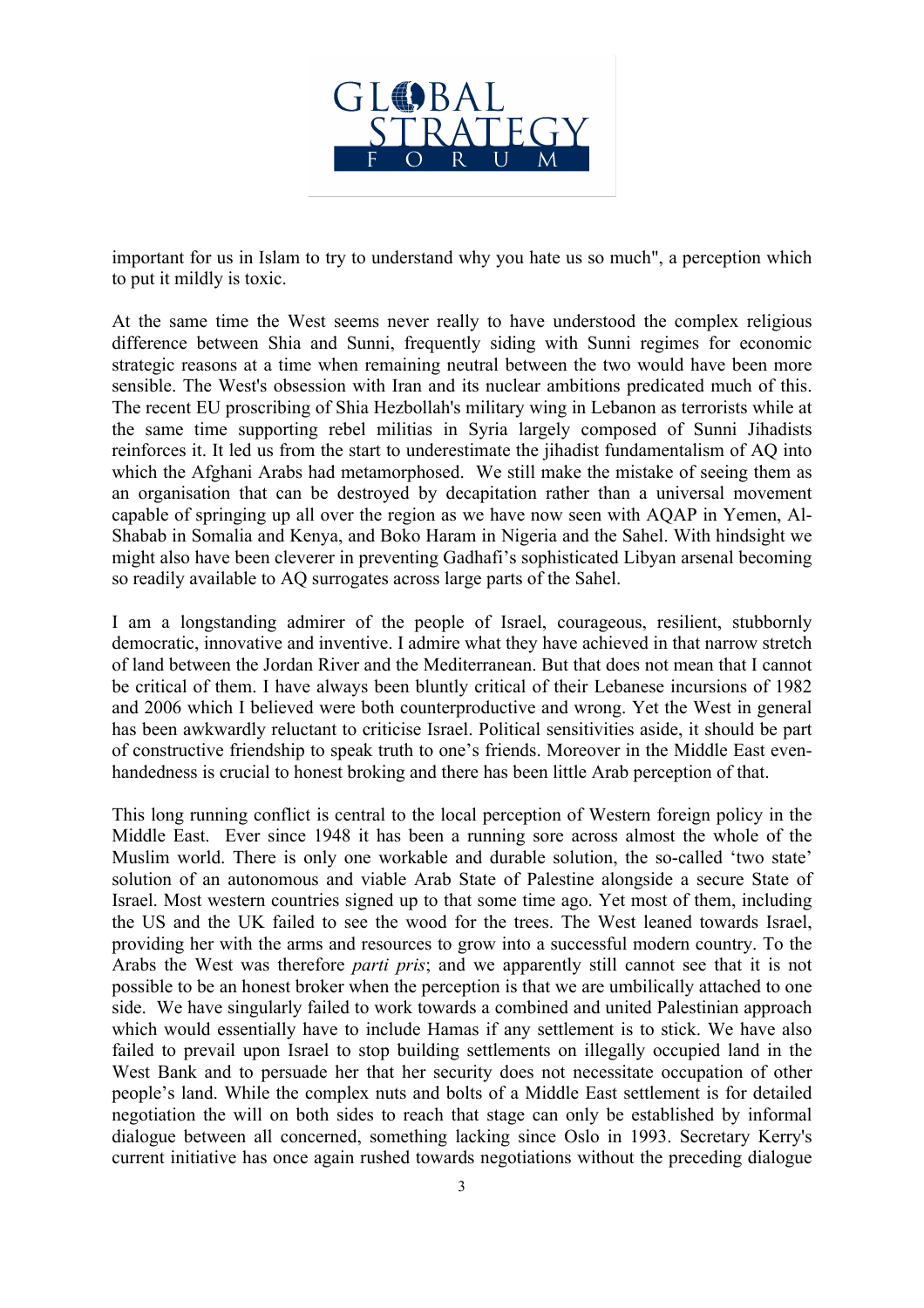important for us in Islam to try to understand why you hate us so much", a perception which to put it mildly is toxic.

At the same time the West seems never really to have understood the complex religious difference between Shia and Sunni, frequently siding with Sunni regimes for economic strategic reasons at a time when remaining neutral between the two would have been more sensible. The West's obsession with Iran and its nuclear ambitions predicated much of this. The recent EU proscribing of Shia Hezbollah's military wing in Lebanon as terrorists while at the same time supporting rebel militias in Syria largely composed of Sunni Jihadists reinforces it. It led us from the start to underestimate the jihadist fundamentalism of AQ into which the Afghani Arabs had metamorphosed. We still make the mistake of seeing them as an organisation that can be destroyed by decapitation rather than a universal movement capable of springing up all over the region as we have now seen with AQAP in Yemen, Al-Shabab in Somalia and Kenya, and Boko Haram in Nigeria and the Sahel. With hindsight we might also have been cleverer in preventing Gadhafi's sophisticated Libyan arsenal becoming so readily available to AQ surrogates across large parts of the Sahel.

I am a longstanding admirer of the people of Israel, courageous, resilient, stubbornly democratic, innovative and inventive. I admire what they have achieved in that narrow stretch of land between the Jordan River and the Mediterranean. But that does not mean that I cannot be critical of them. I have always been bluntly critical of their Lebanese incursions of 1982 and 2006 which I believed were both counterproductive and wrong. Yet the West in general has been awkwardly reluctant to criticise Israel. Political sensitivities aside, it should be part of constructive friendship to speak truth to one's friends. Moreover in the Middle East even-handedness is crucial to honest broking and there has been little Arab perception of that.

This long running conflict is central to the local perception of Western foreign policy in the Middle East. Ever since 1948 it has been a running sore across almost the whole of the Muslim world. There is only one workable and durable solution, the so-called 'two state' solution of an autonomous and viable Arab State of Palestine alongside a secure State of Israel. Most western countries signed up to that some time ago. Yet most of them, including the US and the UK failed to see the wood for the trees. The West leaned towards Israel, providing her with the arms and resources to grow into a successful modern country. To the Arabs the West was therefore *parti pris*; and we apparently still cannot see that it is not possible to be an honest broker when the perception is that we are umbilically attached to one side. We have singularly failed to work towards a combined and united Palestinian approach which would essentially have to include Hamas if any settlement is to stick. We have also failed to prevail upon Israel to stop building settlements on illegally occupied land in the West Bank and to persuade her that her security does not necessitate occupation of other people's land. While the complex nuts and bolts of a Middle East settlement is for detailed negotiation the will on both sides to reach that stage can only be established by informal dialogue between all concerned, something lacking since Oslo in 1993. Secretary Kerry's current initiative has once again rushed towards negotiations without the preceding dialogue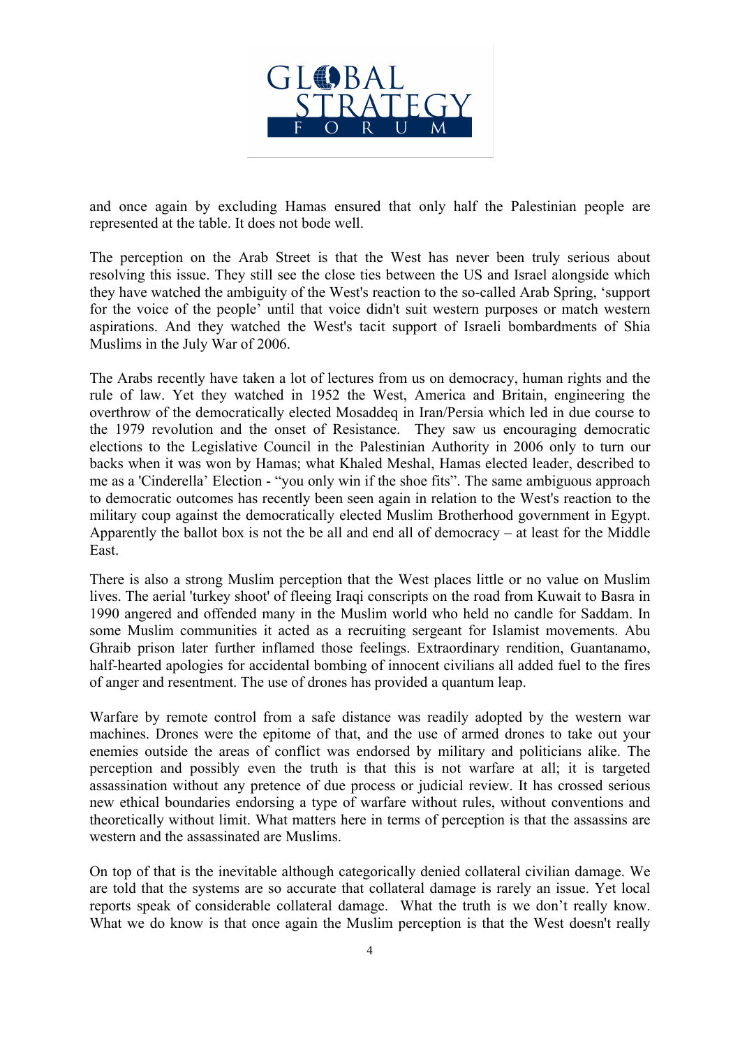and once again by excluding Hamas ensured that only half the Palestinian people are represented at the table. It does not bode well.

The perception on the Arab Street is that the West has never been truly serious about resolving this issue. They still see the close ties between the US and Israel alongside which they have watched the ambiguity of the West's reaction to the so-called Arab Spring, 'support for the voice of the people' until that voice didn't suit western purposes or match western aspirations. And they watched the West's tacit support of Israeli bombardments of Shia Muslims in the July War of 2006.

The Arabs recently have taken a lot of lectures from us on democracy, human rights and the rule of law. Yet they watched in 1952 the West, America and Britain, engineering the overthrow of the democratically elected Mosaddeq in Iran/Persia which led in due course to the 1979 revolution and the onset of Resistance. They saw us encouraging democratic elections to the Legislative Council in the Palestinian Authority in 2006 only to turn our backs when it was won by Hamas; what Khaled Meshal, Hamas elected leader, described to me as a 'Cinderella' Election - "you only win if the shoe fits". The same ambiguous approach to democratic outcomes has recently been seen again in relation to the West's reaction to the military coup against the democratically elected Muslim Brotherhood government in Egypt. Apparently the ballot box is not the be all and end all of democracy – at least for the Middle East.

There is also a strong Muslim perception that the West places little or no value on Muslim lives. The aerial 'turkey shoot' of fleeing Iraqi conscripts on the road from Kuwait to Basra in 1990 angered and offended many in the Muslim world who held no candle for Saddam. In some Muslim communities it acted as a recruiting sergeant for Islamist movements. Abu Ghraib prison later further inflamed those feelings. Extraordinary rendition, Guantanamo, half-hearted apologies for accidental bombing of innocent civilians all added fuel to the fires of anger and resentment. The use of drones has provided a quantum leap.

Warfare by remote control from a safe distance was readily adopted by the western war machines. Drones were the epitome of that, and the use of armed drones to take out your enemies outside the areas of conflict was endorsed by military and politicians alike. The perception and possibly even the truth is that this is not warfare at all; it is targeted assassination without any pretence of due process or judicial review. It has crossed serious new ethical boundaries endorsing a type of warfare without rules, without conventions and theoretically without limit. What matters here in terms of perception is that the assassins are western and the assassinated are Muslims.

On top of that is the inevitable although categorically denied collateral civilian damage. We are told that the systems are so accurate that collateral damage is rarely an issue. Yet local reports speak of considerable collateral damage. What the truth is we don't really know. What we do know is that once again the Muslim perception is that the West doesn't really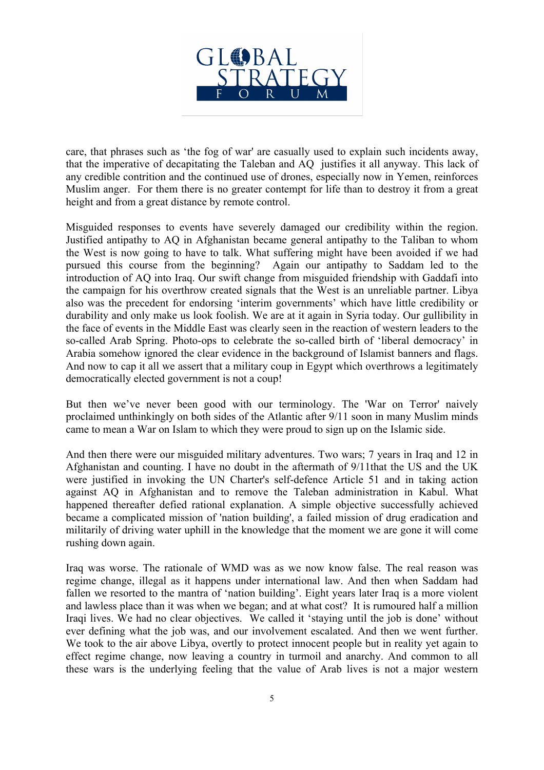care, that phrases such as 'the fog of war' are casually used to explain such incidents away, that the imperative of decapitating the Taleban and AQ justifies it all anyway. This lack of any credible contrition and the continued use of drones, especially now in Yemen, reinforces Muslim anger. For them there is no greater contempt for life than to destroy it from a great height and from a great distance by remote control.

Misguided responses to events have severely damaged our credibility within the region. Justified antipathy to AQ in Afghanistan became general antipathy to the Taliban to whom the West is now going to have to talk. What suffering might have been avoided if we had pursued this course from the beginning? Again our antipathy to Saddam led to the introduction of AQ into Iraq. Our swift change from misguided friendship with Gaddafi into the campaign for his overthrow created signals that the West is an unreliable partner. Libya also was the precedent for endorsing 'interim governments' which have little credibility or durability and only make us look foolish. We are at it again in Syria today. Our gullibility in the face of events in the Middle East was clearly seen in the reaction of western leaders to the so-called Arab Spring. Photo-ops to celebrate the so-called birth of 'liberal democracy' in Arabia somehow ignored the clear evidence in the background of Islamist banners and flags. And now to cap it all we assert that a military coup in Egypt which overthrows a legitimately democratically elected government is not a coup!

But then we've never been good with our terminology. The 'War on Terror' naively proclaimed unthinkingly on both sides of the Atlantic after 9/11 soon in many Muslim minds came to mean a War on Islam to which they were proud to sign up on the Islamic side.

And then there were our misguided military adventures. Two wars; 7 years in Iraq and 12 in Afghanistan and counting. I have no doubt in the aftermath of 9/11that the US and the UK were justified in invoking the UN Charter's self-defence Article 51 and in taking action against AQ in Afghanistan and to remove the Taleban administration in Kabul. What happened thereafter defied rational explanation. A simple objective successfully achieved became a complicated mission of 'nation building', a failed mission of drug eradication and militarily of driving water uphill in the knowledge that the moment we are gone it will come rushing down again.

Iraq was worse. The rationale of WMD was as we now know false. The real reason was regime change, illegal as it happens under international law. And then when Saddam had fallen we resorted to the mantra of 'nation building'. Eight years later Iraq is a more violent and lawless place than it was when we began; and at what cost? It is rumoured half a million Iraqi lives. We had no clear objectives. We called it 'staying until the job is done' without ever defining what the job was, and our involvement escalated. And then we went further. We took to the air above Libya, overtly to protect innocent people but in reality yet again to effect regime change, now leaving a country in turmoil and anarchy. And common to all these wars is the underlying feeling that the value of Arab lives is not a major western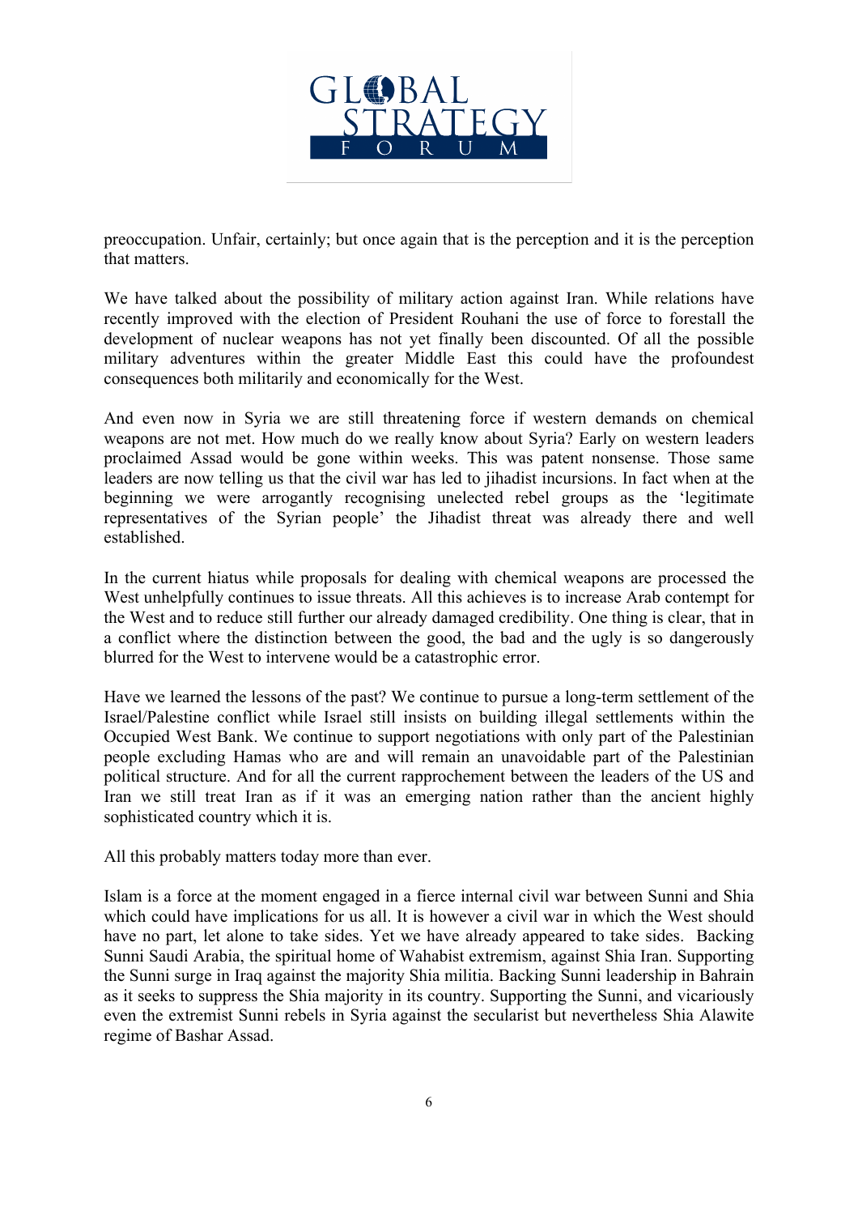preoccupation. Unfair, certainly; but once again that is the perception and it is the perception that matters.

We have talked about the possibility of military action against Iran. While relations have recently improved with the election of President Rouhani the use of force to forestall the development of nuclear weapons has not yet finally been discounted. Of all the possible military adventures within the greater Middle East this could have the profoundest consequences both militarily and economically for the West.

And even now in Syria we are still threatening force if western demands on chemical weapons are not met. How much do we really know about Syria? Early on western leaders proclaimed Assad would be gone within weeks. This was patent nonsense. Those same leaders are now telling us that the civil war has led to jihadist incursions. In fact when at the beginning we were arrogantly recognising unelected rebel groups as the 'legitimate representatives of the Syrian people' the Jihadist threat was already there and well established.

In the current hiatus while proposals for dealing with chemical weapons are processed the West unhelpfully continues to issue threats. All this achieves is to increase Arab contempt for the West and to reduce still further our already damaged credibility. One thing is clear, that in a conflict where the distinction between the good, the bad and the ugly is so dangerously blurred for the West to intervene would be a catastrophic error.

Have we learned the lessons of the past? We continue to pursue a long-term settlement of the Israel/Palestine conflict while Israel still insists on building illegal settlements within the Occupied West Bank. We continue to support negotiations with only part of the Palestinian people excluding Hamas who are and will remain an unavoidable part of the Palestinian political structure. And for all the current rapprochement between the leaders of the US and Iran we still treat Iran as if it was an emerging nation rather than the ancient highly sophisticated country which it is.

All this probably matters today more than ever.

Islam is a force at the moment engaged in a fierce internal civil war between Sunni and Shia which could have implications for us all. It is however a civil war in which the West should have no part, let alone to take sides. Yet we have already appeared to take sides. Backing Sunni Saudi Arabia, the spiritual home of Wahabist extremism, against Shia Iran. Supporting the Sunni surge in Iraq against the majority Shia militia. Backing Sunni leadership in Bahrain as it seeks to suppress the Shia majority in its country. Supporting the Sunni, and vicariously even the extremist Sunni rebels in Syria against the secularist but nevertheless Shia Alawite regime of Bashar Assad.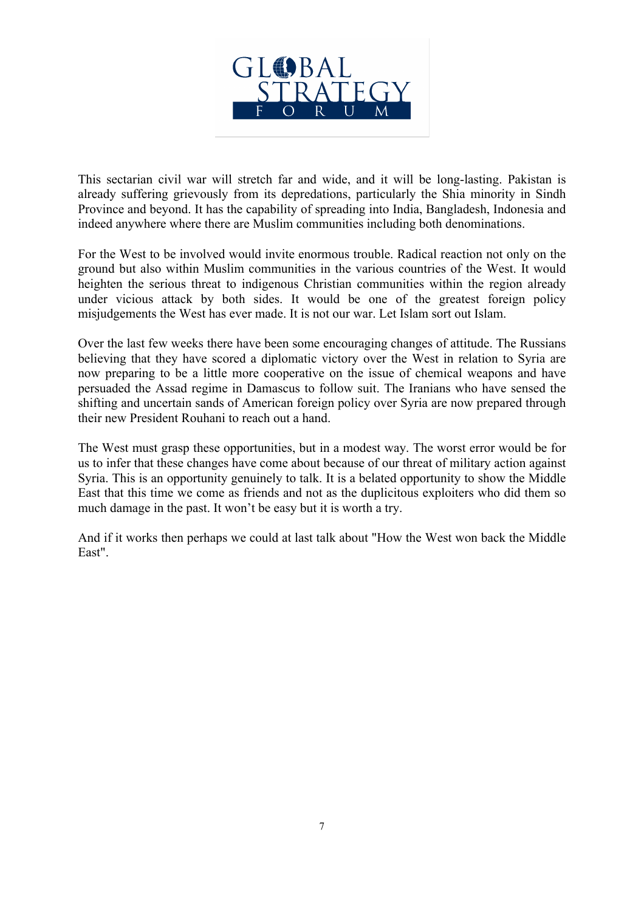This sectarian civil war will stretch far and wide, and it will be long-lasting. Pakistan is already suffering grievously from its depredations, particularly the Shia minority in Sindh Province and beyond. It has the capability of spreading into India, Bangladesh, Indonesia and indeed anywhere where there are Muslim communities including both denominations.

For the West to be involved would invite enormous trouble. Radical reaction not only on the ground but also within Muslim communities in the various countries of the West. It would heighten the serious threat to indigenous Christian communities within the region already under vicious attack by both sides. It would be one of the greatest foreign policy misjudgements the West has ever made. It is not our war. Let Islam sort out Islam.

Over the last few weeks there have been some encouraging changes of attitude. The Russians believing that they have scored a diplomatic victory over the West in relation to Syria are now preparing to be a little more cooperative on the issue of chemical weapons and have persuaded the Assad regime in Damascus to follow suit. The Iranians who have sensed the shifting and uncertain sands of American foreign policy over Syria are now prepared through their new President Rouhani to reach out a hand.

The West must grasp these opportunities, but in a modest way. The worst error would be for us to infer that these changes have come about because of our threat of military action against Syria. This is an opportunity genuinely to talk. It is a belated opportunity to show the Middle East that this time we come as friends and not as the duplicitous exploiters who did them so much damage in the past. It won't be easy but it is worth a try.

And if it works then perhaps we could at last talk about "How the West won back the Middle East".